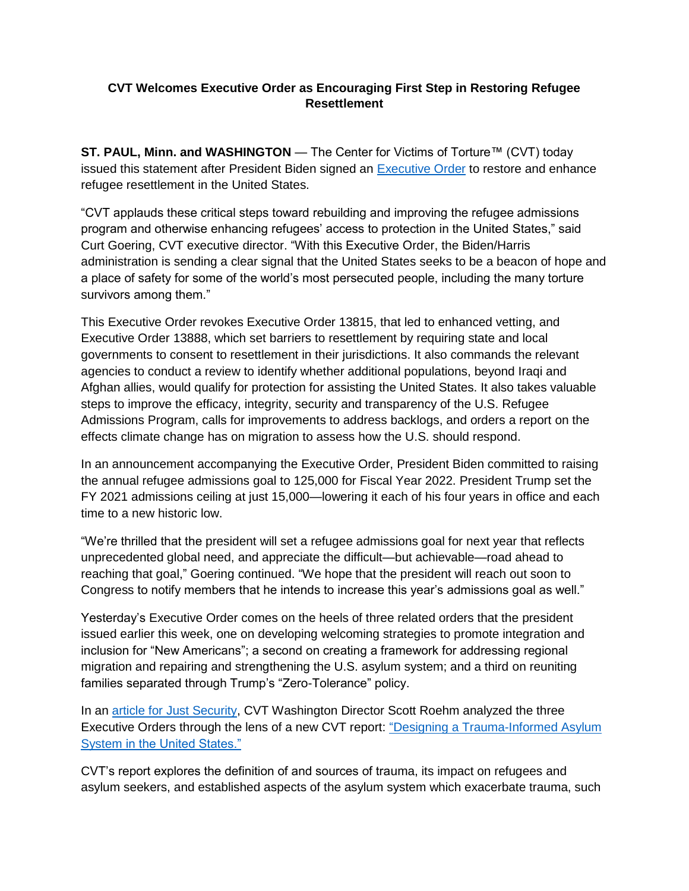**CVT Welcomes Executive Order as Encouraging First Step in Restoring Refugee Resettlement**

**ST. PAUL, Minn. and WASHINGTON** — The Center for Victims of Torture™ (CVT) today issued this statement after President Biden signed an [Executive Order]() to restore and enhance refugee resettlement in the United States.

"CVT applauds these critical steps toward rebuilding and improving the refugee admissions program and otherwise enhancing refugees' access to protection in the United States," said Curt Goering, CVT executive director. "With this Executive Order, the Biden/Harris administration is sending a clear signal that the United States seeks to be a beacon of hope and a place of safety for some of the world's most persecuted people, including the many torture survivors among them."

This Executive Order revokes Executive Order 13815, that led to enhanced vetting, and Executive Order 13888, which set barriers to resettlement by requiring state and local governments to consent to resettlement in their jurisdictions. It also commands the relevant agencies to conduct a review to identify whether additional populations, beyond Iraqi and Afghan allies, would qualify for protection for assisting the United States. It also takes valuable steps to improve the efficacy, integrity, security and transparency of the U.S. Refugee Admissions Program, calls for improvements to address backlogs, and orders a report on the effects climate change has on migration to assess how the U.S. should respond.

In an announcement accompanying the Executive Order, President Biden committed to raising the annual refugee admissions goal to 125,000 for Fiscal Year 2022. President Trump set the FY 2021 admissions ceiling at just 15,000—lowering it each of his four years in office and each time to a new historic low.

"We're thrilled that the president will set a refugee admissions goal for next year that reflects unprecedented global need, and appreciate the difficult—but achievable—road ahead to reaching that goal," Goering continued. "We hope that the president will reach out soon to Congress to notify members that he intends to increase this year's admissions goal as well."

Yesterday's Executive Order comes on the heels of three related orders that the president issued earlier this week, one on developing welcoming strategies to promote integration and inclusion for "New Americans"; a second on creating a framework for addressing regional migration and repairing and strengthening the U.S. asylum system; and a third on reuniting families separated through Trump's "Zero-Tolerance" policy.

In an [article for Just Security](), CVT Washington Director Scott Roehm analyzed the three Executive Orders through the lens of a new CVT report: ["Designing a Trauma-Informed Asylum System in the United States."]()

CVT's report explores the definition of and sources of trauma, its impact on refugees and asylum seekers, and established aspects of the asylum system which exacerbate trauma, such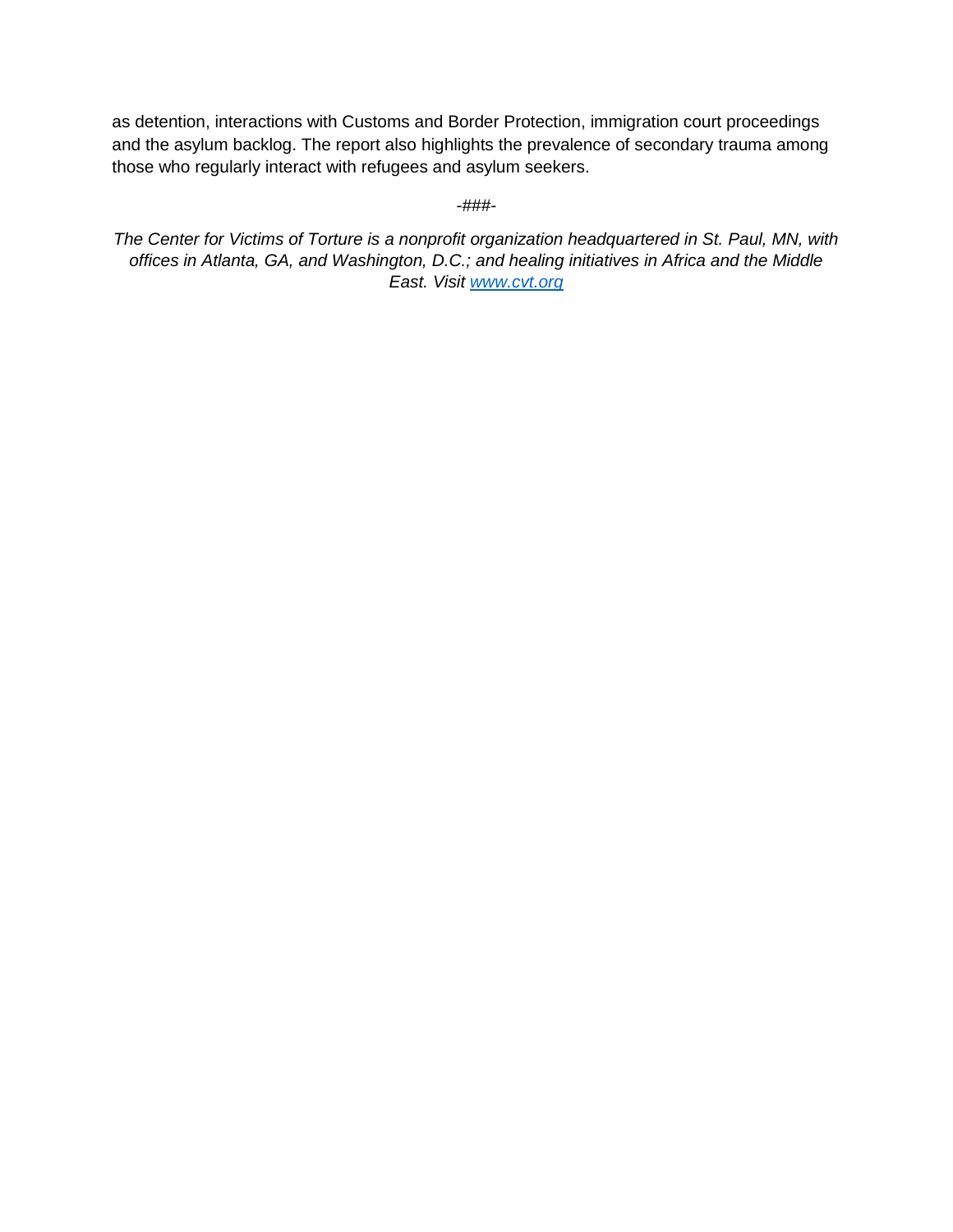as detention, interactions with Customs and Border Protection, immigration court proceedings and the asylum backlog. The report also highlights the prevalence of secondary trauma among those who regularly interact with refugees and asylum seekers.

*-###-*

*The Center for Victims of Torture is a nonprofit organization headquartered in St. Paul, MN, with offices in Atlanta, GA, and Washington, D.C.; and healing initiatives in Africa and the Middle East. Visit [www.cvt.org](http://www.cvt.org)*